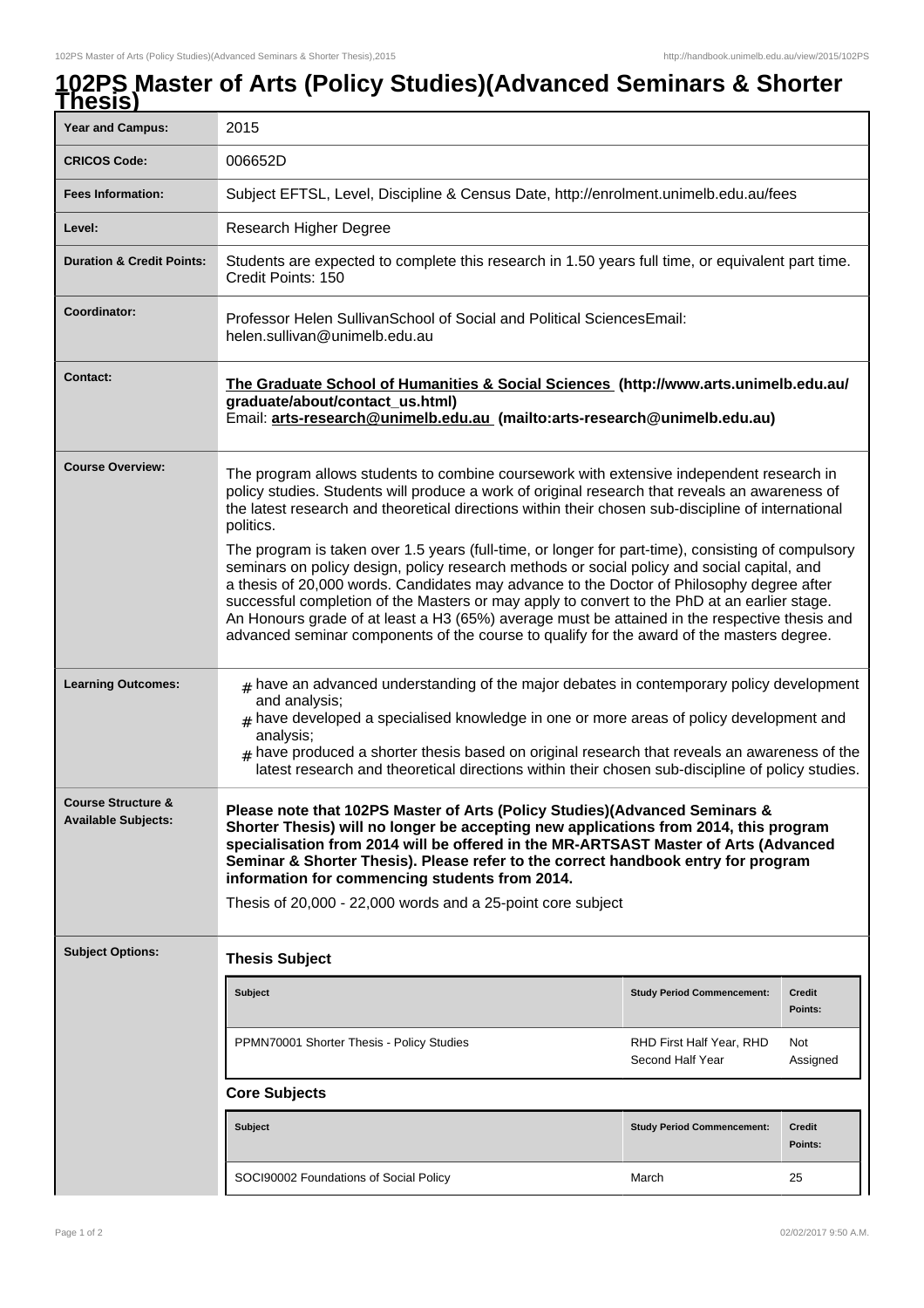# 102PS Master of Arts (Policy Studies)(Advanced Seminars & Shorter Thesis)

| | |
|---|---|
| **Year and Campus:** | 2015 |
| **CRICOS Code:** | 006652D |
| **Fees Information:** | Subject EFTSL, Level, Discipline & Census Date, http://enrolment.unimelb.edu.au/fees |
| **Level:** | Research Higher Degree |
| **Duration & Credit Points:** | Students are expected to complete this research in 1.50 years full time, or equivalent part time. Credit Points: 150 |
| **Coordinator:** | Professor Helen SullivanSchool of Social and Political SciencesEmail: helen.sullivan@unimelb.edu.au |
| **Contact:** | **The Graduate School of Humanities & Social Sciences (http://www.arts.unimelb.edu.au/graduate/about/contact_us.html)** Email: **arts-research@unimelb.edu.au (mailto:arts-research@unimelb.edu.au)** |

## Course Overview:

The program allows students to combine coursework with extensive independent research in policy studies. Students will produce a work of original research that reveals an awareness of the latest research and theoretical directions within their chosen sub-discipline of international politics.

The program is taken over 1.5 years (full-time, or longer for part-time), consisting of compulsory seminars on policy design, policy research methods or social policy and social capital, and a thesis of 20,000 words. Candidates may advance to the Doctor of Philosophy degree after successful completion of the Masters or may apply to convert to the PhD at an earlier stage. An Honours grade of at least a H3 (65%) average must be attained in the respective thesis and advanced seminar components of the course to qualify for the award of the masters degree.

## Learning Outcomes:

- have an advanced understanding of the major debates in contemporary policy development and analysis;
- have developed a specialised knowledge in one or more areas of policy development and analysis;
- have produced a shorter thesis based on original research that reveals an awareness of the latest research and theoretical directions within their chosen sub-discipline of policy studies.

## Course Structure & Available Subjects:

**Please note that 102PS Master of Arts (Policy Studies)(Advanced Seminars & Shorter Thesis) will no longer be accepting new applications from 2014, this program specialisation from 2014 will be offered in the MR-ARTSAST Master of Arts (Advanced Seminar & Shorter Thesis). Please refer to the correct handbook entry for program information for commencing students from 2014.**

Thesis of 20,000 - 22,000 words and a 25-point core subject

## Subject Options:

### Thesis Subject

| Subject | Study Period Commencement: | Credit Points: |
|---|---|---|
| PPMN70001 Shorter Thesis - Policy Studies | RHD First Half Year, RHD Second Half Year | Not Assigned |

### Core Subjects

| Subject | Study Period Commencement: | Credit Points: |
|---|---|---|
| SOCI90002 Foundations of Social Policy | March | 25 |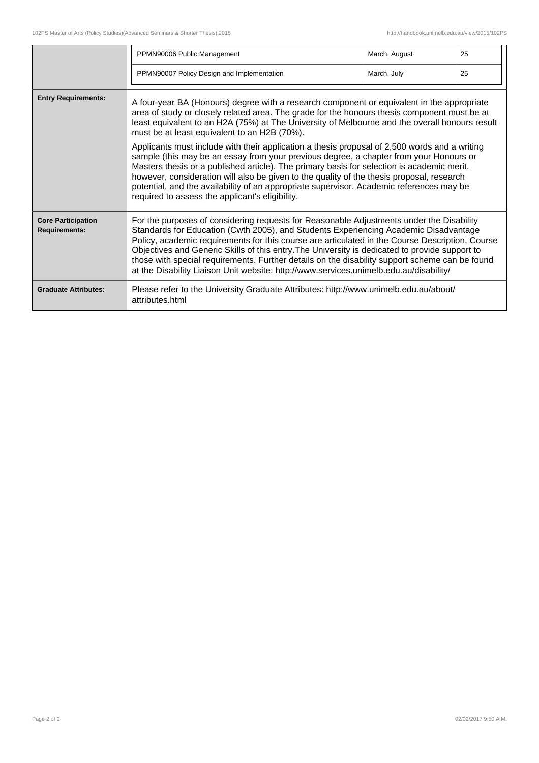| | | | |
|---|---|---|---|
| | PPMN90006 Public Management | March, August | 25 |
| | PPMN90007 Policy Design and Implementation | March, July | 25 |

| | |
|---|---|
| **Entry Requirements:** | A four-year BA (Honours) degree with a research component or equivalent in the appropriate area of study or closely related area. The grade for the honours thesis component must be at least equivalent to an H2A (75%) at The University of Melbourne and the overall honours result must be at least equivalent to an H2B (70%).<br><br>Applicants must include with their application a thesis proposal of 2,500 words and a writing sample (this may be an essay from your previous degree, a chapter from your Honours or Masters thesis or a published article). The primary basis for selection is academic merit, however, consideration will also be given to the quality of the thesis proposal, research potential, and the availability of an appropriate supervisor. Academic references may be required to assess the applicant's eligibility. |
| **Core Participation Requirements:** | For the purposes of considering requests for Reasonable Adjustments under the Disability Standards for Education (Cwth 2005), and Students Experiencing Academic Disadvantage Policy, academic requirements for this course are articulated in the Course Description, Course Objectives and Generic Skills of this entry.The University is dedicated to provide support to those with special requirements. Further details on the disability support scheme can be found at the Disability Liaison Unit website: http://www.services.unimelb.edu.au/disability/ |
| **Graduate Attributes:** | Please refer to the University Graduate Attributes: http://www.unimelb.edu.au/about/attributes.html |